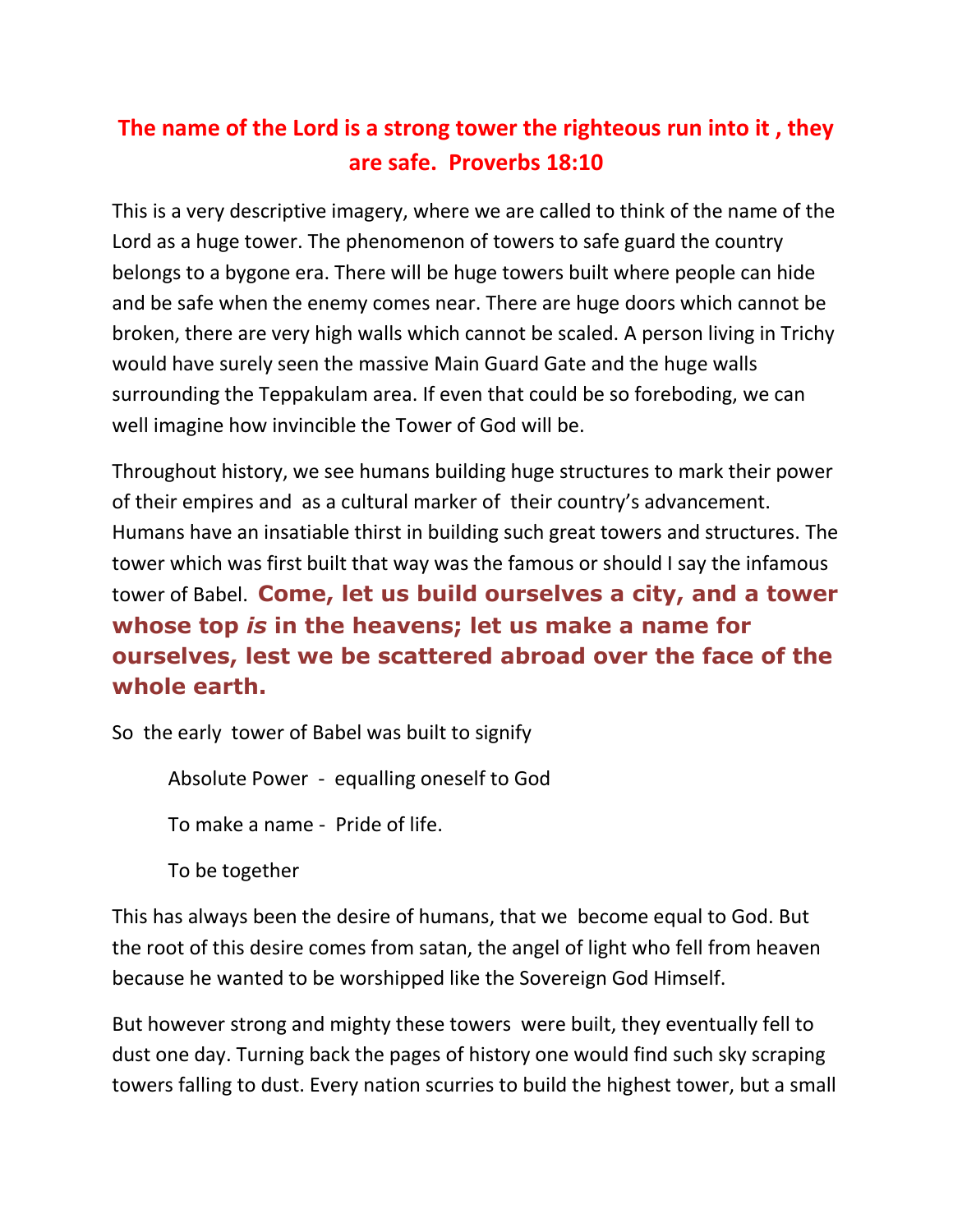## The name of the Lord is a strong tower the righteous run into it , they are safe. Proverbs 18:10

This is a very descriptive imagery, where we are called to think of the name of the Lord as a huge tower. The phenomenon of towers to safe guard the country belongs to a bygone era. There will be huge towers built where people can hide and be safe when the enemy comes near. There are huge doors which cannot be broken, there are very high walls which cannot be scaled. A person living in Trichy would have surely seen the massive Main Guard Gate and the huge walls surrounding the Teppakulam area. If even that could be so foreboding, we can well imagine how invincible the Tower of God will be.

Throughout history, we see humans building huge structures to mark their power of their empires and as a cultural marker of their country's advancement. Humans have an insatiable thirst in building such great towers and structures. The tower which was first built that way was the famous or should I say the infamous tower of Babel. **Come, let us build ourselves a city, and a tower whose top *is* in the heavens; let us make a name for ourselves, lest we be scattered abroad over the face of the whole earth.**

So the early tower of Babel was built to signify

Absolute Power - equalling oneself to God

To make a name - Pride of life.

To be together

This has always been the desire of humans, that we become equal to God. But the root of this desire comes from satan, the angel of light who fell from heaven because he wanted to be worshipped like the Sovereign God Himself.

But however strong and mighty these towers were built, they eventually fell to dust one day. Turning back the pages of history one would find such sky scraping towers falling to dust. Every nation scurries to build the highest tower, but a small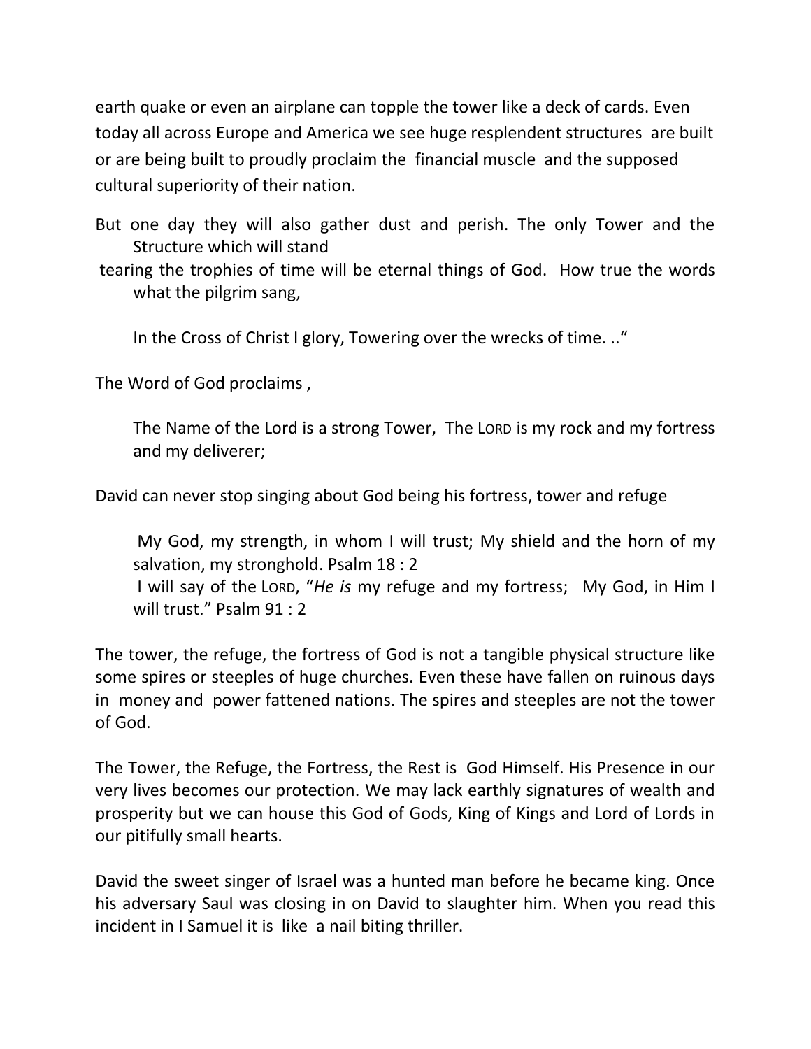earth quake or even an airplane can topple the tower like a deck of cards. Even today all across Europe and America we see huge resplendent structures are built or are being built to proudly proclaim the financial muscle and the supposed cultural superiority of their nation.

But one day they will also gather dust and perish. The only Tower and the Structure which will stand tearing the trophies of time will be eternal things of God. How true the words what the pilgrim sang,

> In the Cross of Christ I glory, Towering over the wrecks of time. ..“

The Word of God proclaims ,

> The Name of the Lord is a strong Tower, The LORD is my rock and my fortress and my deliverer;

David can never stop singing about God being his fortress, tower and refuge

> My God, my strength, in whom I will trust; My shield and the horn of my salvation, my stronghold. Psalm 18 : 2
> I will say of the LORD, “*He is* my refuge and my fortress; My God, in Him I will trust.” Psalm 91 : 2

The tower, the refuge, the fortress of God is not a tangible physical structure like some spires or steeples of huge churches. Even these have fallen on ruinous days in money and power fattened nations. The spires and steeples are not the tower of God.

The Tower, the Refuge, the Fortress, the Rest is God Himself. His Presence in our very lives becomes our protection. We may lack earthly signatures of wealth and prosperity but we can house this God of Gods, King of Kings and Lord of Lords in our pitifully small hearts.

David the sweet singer of Israel was a hunted man before he became king. Once his adversary Saul was closing in on David to slaughter him. When you read this incident in I Samuel it is like a nail biting thriller.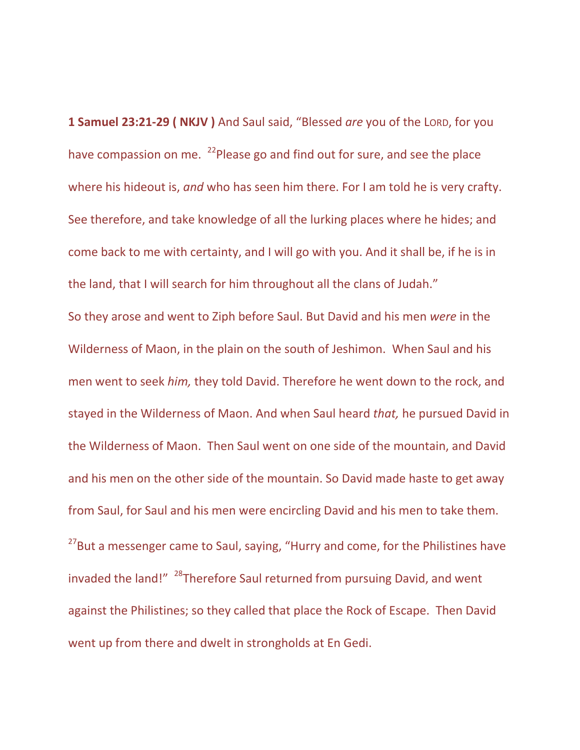**1 Samuel 23:21-29 ( NKJV )** And Saul said, "Blessed *are* you of the LORD, for you have compassion on me. [22]Please go and find out for sure, and see the place where his hideout is, *and* who has seen him there. For I am told he is very crafty. See therefore, and take knowledge of all the lurking places where he hides; and come back to me with certainty, and I will go with you. And it shall be, if he is in the land, that I will search for him throughout all the clans of Judah."

So they arose and went to Ziph before Saul. But David and his men *were* in the Wilderness of Maon, in the plain on the south of Jeshimon. When Saul and his men went to seek *him,* they told David. Therefore he went down to the rock, and stayed in the Wilderness of Maon. And when Saul heard *that,* he pursued David in the Wilderness of Maon. Then Saul went on one side of the mountain, and David and his men on the other side of the mountain. So David made haste to get away from Saul, for Saul and his men were encircling David and his men to take them. [27]But a messenger came to Saul, saying, "Hurry and come, for the Philistines have invaded the land!" [28]Therefore Saul returned from pursuing David, and went against the Philistines; so they called that place the Rock of Escape. Then David went up from there and dwelt in strongholds at En Gedi.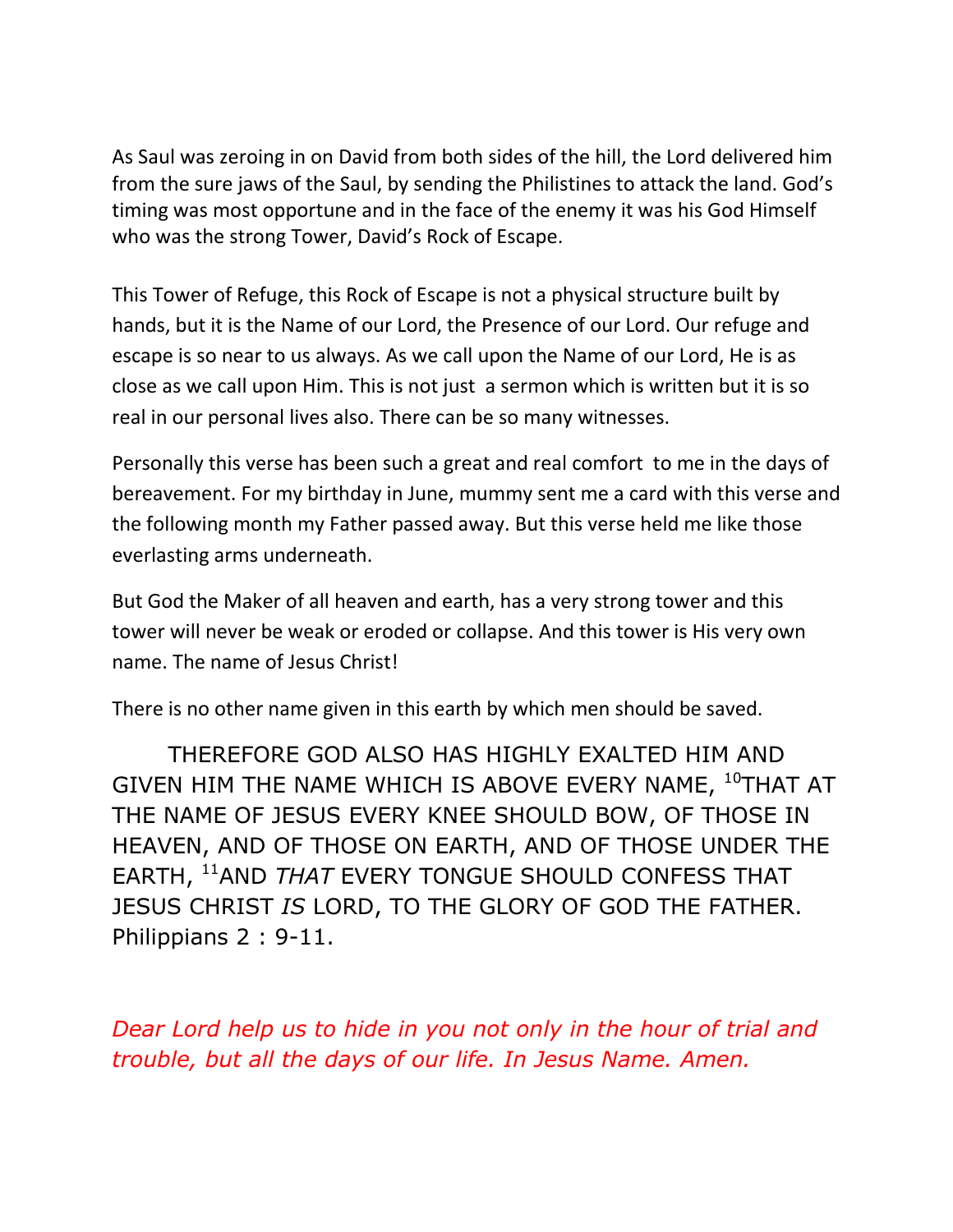As Saul was zeroing in on David from both sides of the hill, the Lord delivered him from the sure jaws of the Saul, by sending the Philistines to attack the land. God's timing was most opportune and in the face of the enemy it was his God Himself who was the strong Tower, David's Rock of Escape.

This Tower of Refuge, this Rock of Escape is not a physical structure built by hands, but it is the Name of our Lord, the Presence of our Lord. Our refuge and escape is so near to us always. As we call upon the Name of our Lord, He is as close as we call upon Him. This is not just a sermon which is written but it is so real in our personal lives also. There can be so many witnesses.

Personally this verse has been such a great and real comfort to me in the days of bereavement. For my birthday in June, mummy sent me a card with this verse and the following month my Father passed away. But this verse held me like those everlasting arms underneath.

But God the Maker of all heaven and earth, has a very strong tower and this tower will never be weak or eroded or collapse. And this tower is His very own name. The name of Jesus Christ!

There is no other name given in this earth by which men should be saved.

THEREFORE GOD ALSO HAS HIGHLY EXALTED HIM AND GIVEN HIM THE NAME WHICH IS ABOVE EVERY NAME, [10]THAT AT THE NAME OF JESUS EVERY KNEE SHOULD BOW, OF THOSE IN HEAVEN, AND OF THOSE ON EARTH, AND OF THOSE UNDER THE EARTH, [11]AND *THAT* EVERY TONGUE SHOULD CONFESS THAT JESUS CHRIST *IS* LORD, TO THE GLORY OF GOD THE FATHER. Philippians 2 : 9-11.

*Dear Lord help us to hide in you not only in the hour of trial and trouble, but all the days of our life. In Jesus Name. Amen.*